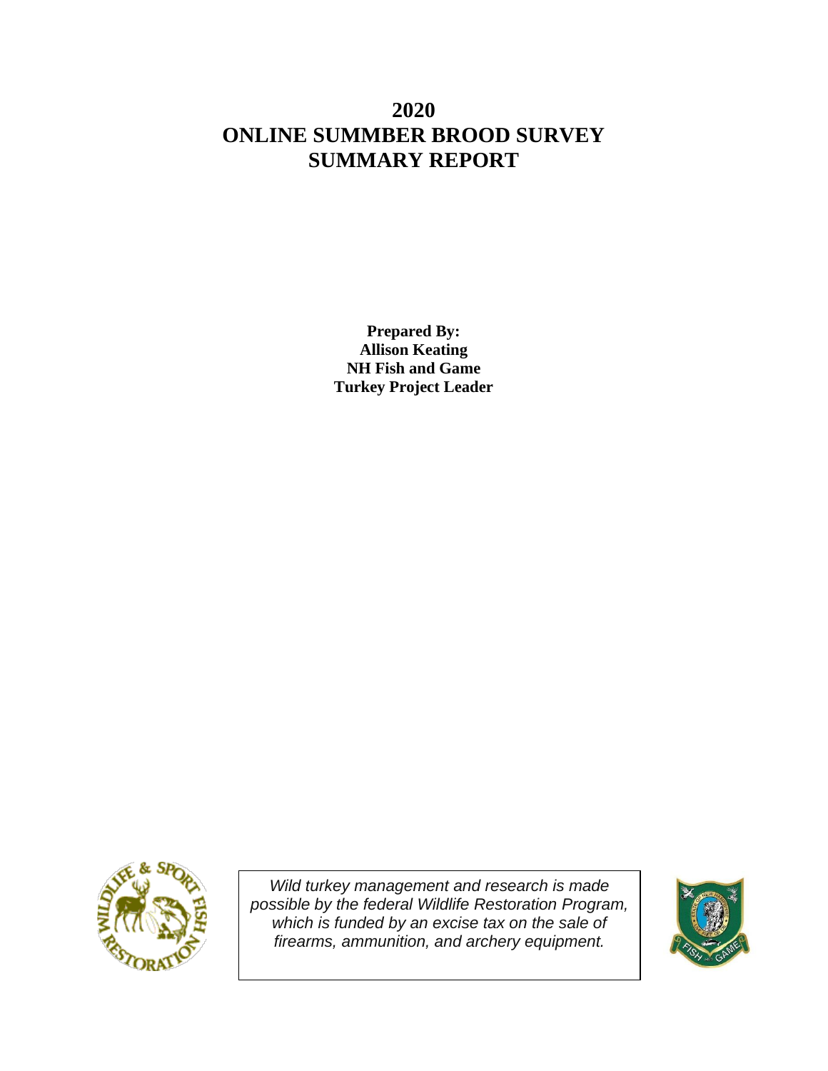# 2020
# ONLINE SUMMBER BROOD SURVEY
# SUMMARY REPORT

**Prepared By:**
**Allison Keating**
**NH Fish and Game**
**Turkey Project Leader**

*Wild turkey management and research is made possible by the federal Wildlife Restoration Program, which is funded by an excise tax on the sale of firearms, ammunition, and archery equipment.*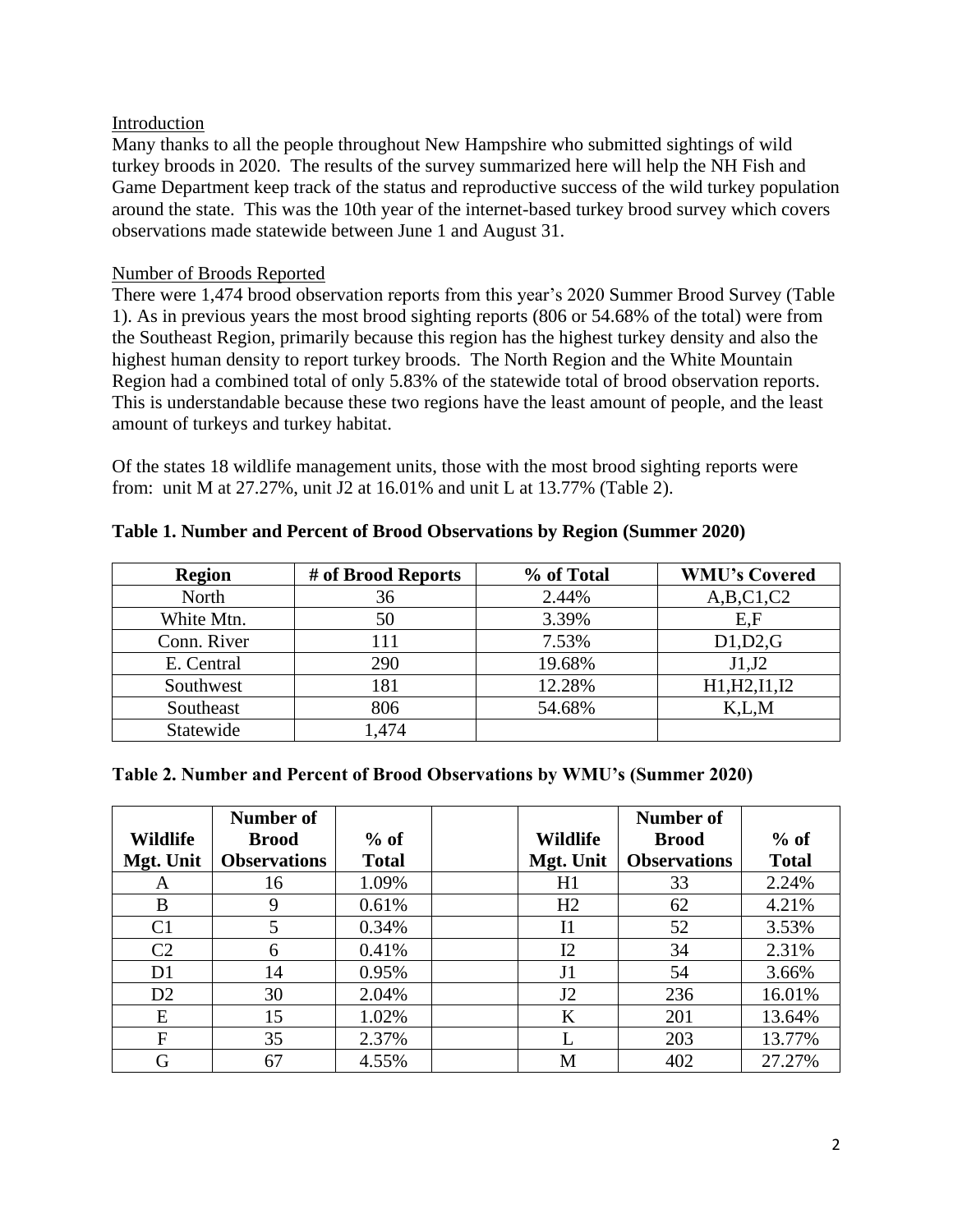## Introduction

Many thanks to all the people throughout New Hampshire who submitted sightings of wild turkey broods in 2020. The results of the survey summarized here will help the NH Fish and Game Department keep track of the status and reproductive success of the wild turkey population around the state. This was the 10th year of the internet-based turkey brood survey which covers observations made statewide between June 1 and August 31.

## Number of Broods Reported

There were 1,474 brood observation reports from this year's 2020 Summer Brood Survey (Table 1). As in previous years the most brood sighting reports (806 or 54.68% of the total) were from the Southeast Region, primarily because this region has the highest turkey density and also the highest human density to report turkey broods. The North Region and the White Mountain Region had a combined total of only 5.83% of the statewide total of brood observation reports. This is understandable because these two regions have the least amount of people, and the least amount of turkeys and turkey habitat.

Of the states 18 wildlife management units, those with the most brood sighting reports were from: unit M at 27.27%, unit J2 at 16.01% and unit L at 13.77% (Table 2).

**Table 1. Number and Percent of Brood Observations by Region (Summer 2020)**

| Region | # of Brood Reports | % of Total | WMU's Covered |
|---|---|---|---|
| North | 36 | 2.44% | A,B,C1,C2 |
| White Mtn. | 50 | 3.39% | E,F |
| Conn. River | 111 | 7.53% | D1,D2,G |
| E. Central | 290 | 19.68% | J1,J2 |
| Southwest | 181 | 12.28% | H1,H2,I1,I2 |
| Southeast | 806 | 54.68% | K,L,M |
| Statewide | 1,474 | | |

**Table 2. Number and Percent of Brood Observations by WMU's (Summer 2020)**

| Wildlife Mgt. Unit | Number of Brood Observations | % of Total | | Wildlife Mgt. Unit | Number of Brood Observations | % of Total |
|---|---|---|---|---|---|---|
| A | 16 | 1.09% | | H1 | 33 | 2.24% |
| B | 9 | 0.61% | | H2 | 62 | 4.21% |
| C1 | 5 | 0.34% | | I1 | 52 | 3.53% |
| C2 | 6 | 0.41% | | I2 | 34 | 2.31% |
| D1 | 14 | 0.95% | | J1 | 54 | 3.66% |
| D2 | 30 | 2.04% | | J2 | 236 | 16.01% |
| E | 15 | 1.02% | | K | 201 | 13.64% |
| F | 35 | 2.37% | | L | 203 | 13.77% |
| G | 67 | 4.55% | | M | 402 | 27.27% |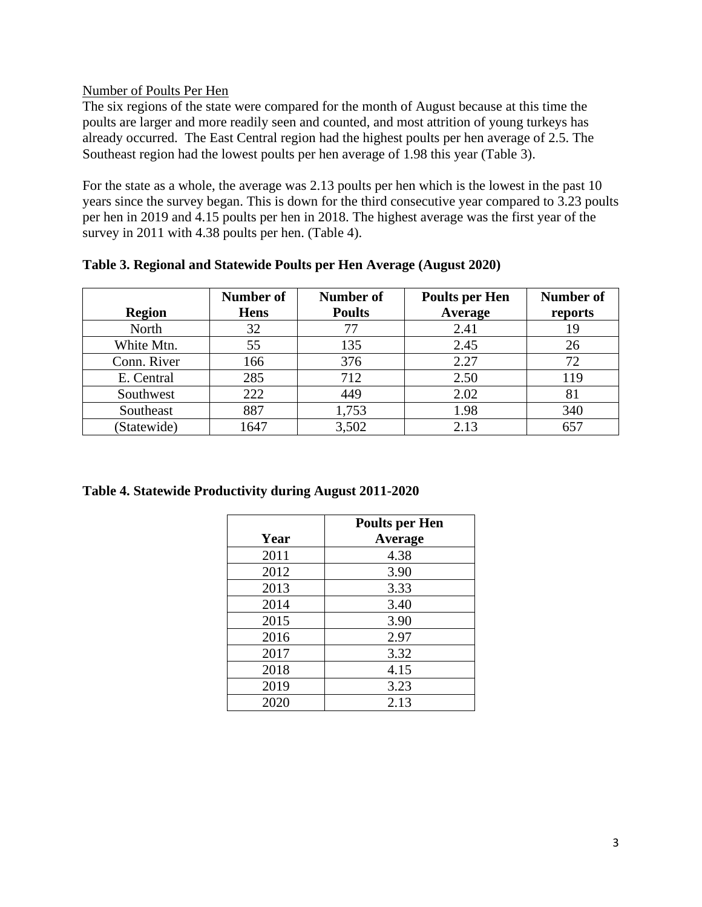Number of Poults Per Hen

The six regions of the state were compared for the month of August because at this time the poults are larger and more readily seen and counted, and most attrition of young turkeys has already occurred. The East Central region had the highest poults per hen average of 2.5. The Southeast region had the lowest poults per hen average of 1.98 this year (Table 3).

For the state as a whole, the average was 2.13 poults per hen which is the lowest in the past 10 years since the survey began. This is down for the third consecutive year compared to 3.23 poults per hen in 2019 and 4.15 poults per hen in 2018. The highest average was the first year of the survey in 2011 with 4.38 poults per hen. (Table 4).

**Table 3. Regional and Statewide Poults per Hen Average (August 2020)**

| Region | Number of Hens | Number of Poults | Poults per Hen Average | Number of reports |
|---|---|---|---|---|
| North | 32 | 77 | 2.41 | 19 |
| White Mtn. | 55 | 135 | 2.45 | 26 |
| Conn. River | 166 | 376 | 2.27 | 72 |
| E. Central | 285 | 712 | 2.50 | 119 |
| Southwest | 222 | 449 | 2.02 | 81 |
| Southeast | 887 | 1,753 | 1.98 | 340 |
| (Statewide) | 1647 | 3,502 | 2.13 | 657 |

**Table 4. Statewide Productivity during August 2011-2020**

| Year | Poults per Hen Average |
|---|---|
| 2011 | 4.38 |
| 2012 | 3.90 |
| 2013 | 3.33 |
| 2014 | 3.40 |
| 2015 | 3.90 |
| 2016 | 2.97 |
| 2017 | 3.32 |
| 2018 | 4.15 |
| 2019 | 3.23 |
| 2020 | 2.13 |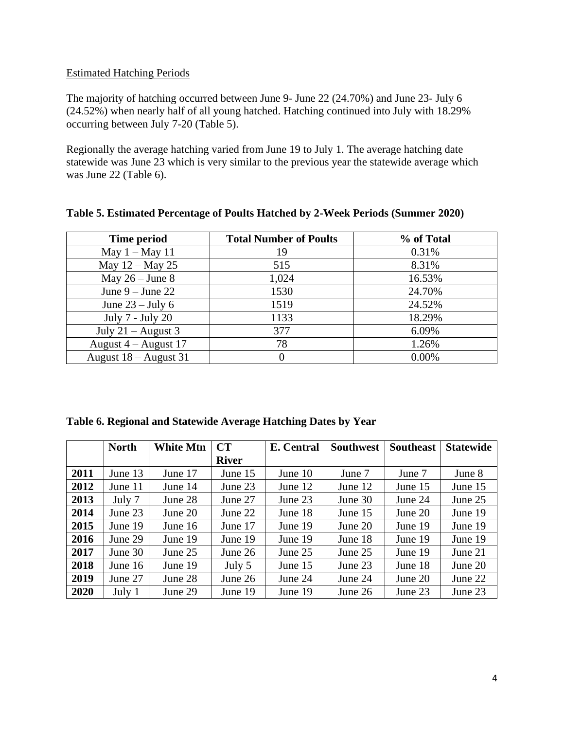## Estimated Hatching Periods

The majority of hatching occurred between June 9- June 22 (24.70%) and June 23- July 6 (24.52%) when nearly half of all young hatched. Hatching continued into July with 18.29% occurring between July 7-20 (Table 5).

Regionally the average hatching varied from June 19 to July 1. The average hatching date statewide was June 23 which is very similar to the previous year the statewide average which was June 22 (Table 6).

**Table 5. Estimated Percentage of Poults Hatched by 2-Week Periods (Summer 2020)**

| Time period | Total Number of Poults | % of Total |
|---|---|---|
| May 1 – May 11 | 19 | 0.31% |
| May 12 – May 25 | 515 | 8.31% |
| May 26 – June 8 | 1,024 | 16.53% |
| June 9 – June 22 | 1530 | 24.70% |
| June 23 – July 6 | 1519 | 24.52% |
| July 7 - July 20 | 1133 | 18.29% |
| July 21 – August 3 | 377 | 6.09% |
| August 4 – August 17 | 78 | 1.26% |
| August 18 – August 31 | 0 | 0.00% |

**Table 6. Regional and Statewide Average Hatching Dates by Year**

| | North | White Mtn | CT River | E. Central | Southwest | Southeast | Statewide |
|---|---|---|---|---|---|---|---|
| **2011** | June 13 | June 17 | June 15 | June 10 | June 7 | June 7 | June 8 |
| **2012** | June 11 | June 14 | June 23 | June 12 | June 12 | June 15 | June 15 |
| **2013** | July 7 | June 28 | June 27 | June 23 | June 30 | June 24 | June 25 |
| **2014** | June 23 | June 20 | June 22 | June 18 | June 15 | June 20 | June 19 |
| **2015** | June 19 | June 16 | June 17 | June 19 | June 20 | June 19 | June 19 |
| **2016** | June 29 | June 19 | June 19 | June 19 | June 18 | June 19 | June 19 |
| **2017** | June 30 | June 25 | June 26 | June 25 | June 25 | June 19 | June 21 |
| **2018** | June 16 | June 19 | July 5 | June 15 | June 23 | June 18 | June 20 |
| **2019** | June 27 | June 28 | June 26 | June 24 | June 24 | June 20 | June 22 |
| **2020** | July 1 | June 29 | June 19 | June 19 | June 26 | June 23 | June 23 |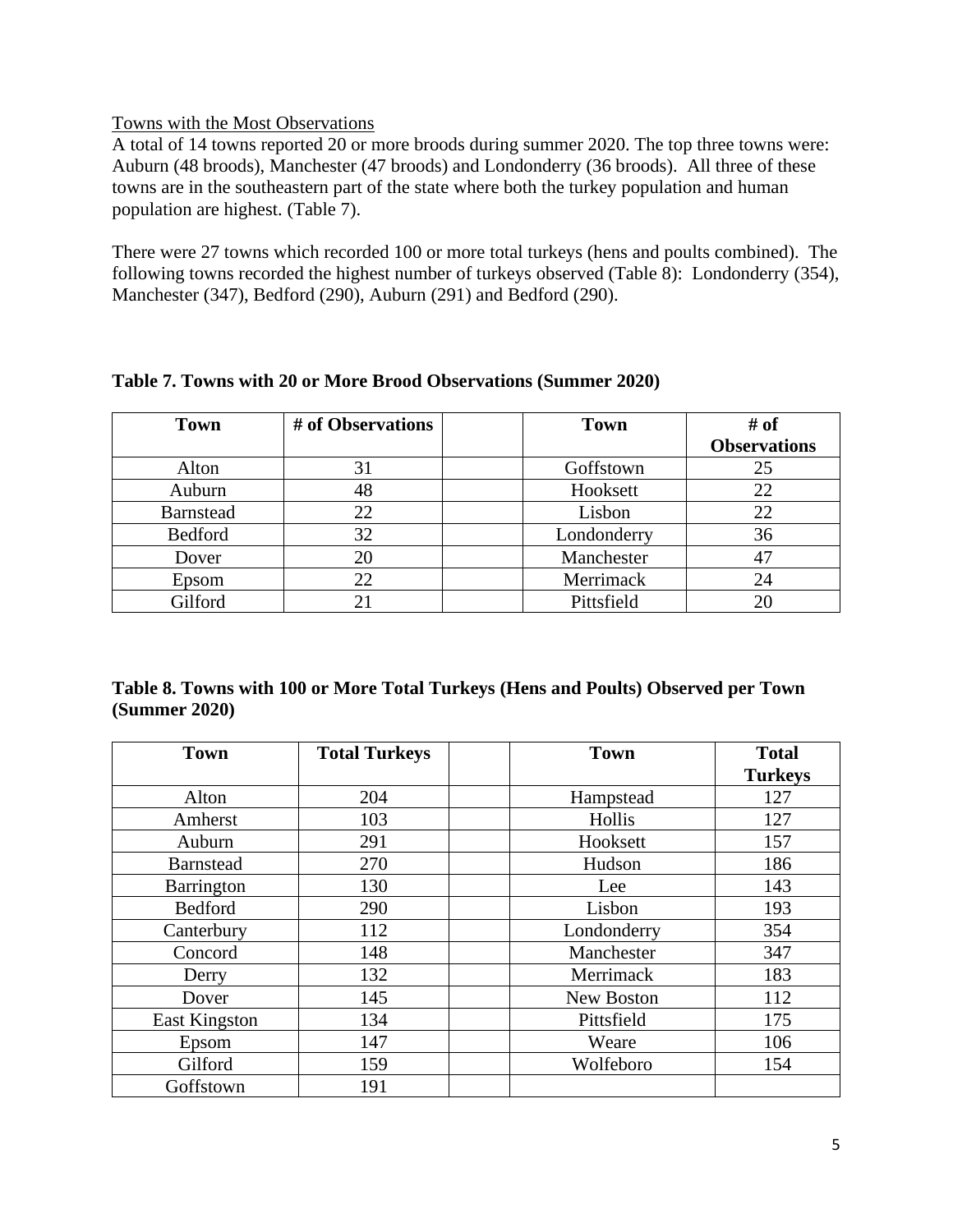Towns with the Most Observations

A total of 14 towns reported 20 or more broods during summer 2020. The top three towns were: Auburn (48 broods), Manchester (47 broods) and Londonderry (36 broods). All three of these towns are in the southeastern part of the state where both the turkey population and human population are highest. (Table 7).

There were 27 towns which recorded 100 or more total turkeys (hens and poults combined). The following towns recorded the highest number of turkeys observed (Table 8): Londonderry (354), Manchester (347), Bedford (290), Auburn (291) and Bedford (290).

**Table 7. Towns with 20 or More Brood Observations (Summer 2020)**

| Town | # of Observations | | Town | # of Observations |
|---|---|---|---|---|
| Alton | 31 | | Goffstown | 25 |
| Auburn | 48 | | Hooksett | 22 |
| Barnstead | 22 | | Lisbon | 22 |
| Bedford | 32 | | Londonderry | 36 |
| Dover | 20 | | Manchester | 47 |
| Epsom | 22 | | Merrimack | 24 |
| Gilford | 21 | | Pittsfield | 20 |

**Table 8. Towns with 100 or More Total Turkeys (Hens and Poults) Observed per Town (Summer 2020)**

| Town | Total Turkeys | | Town | Total Turkeys |
|---|---|---|---|---|
| Alton | 204 | | Hampstead | 127 |
| Amherst | 103 | | Hollis | 127 |
| Auburn | 291 | | Hooksett | 157 |
| Barnstead | 270 | | Hudson | 186 |
| Barrington | 130 | | Lee | 143 |
| Bedford | 290 | | Lisbon | 193 |
| Canterbury | 112 | | Londonderry | 354 |
| Concord | 148 | | Manchester | 347 |
| Derry | 132 | | Merrimack | 183 |
| Dover | 145 | | New Boston | 112 |
| East Kingston | 134 | | Pittsfield | 175 |
| Epsom | 147 | | Weare | 106 |
| Gilford | 159 | | Wolfeboro | 154 |
| Goffstown | 191 | | | |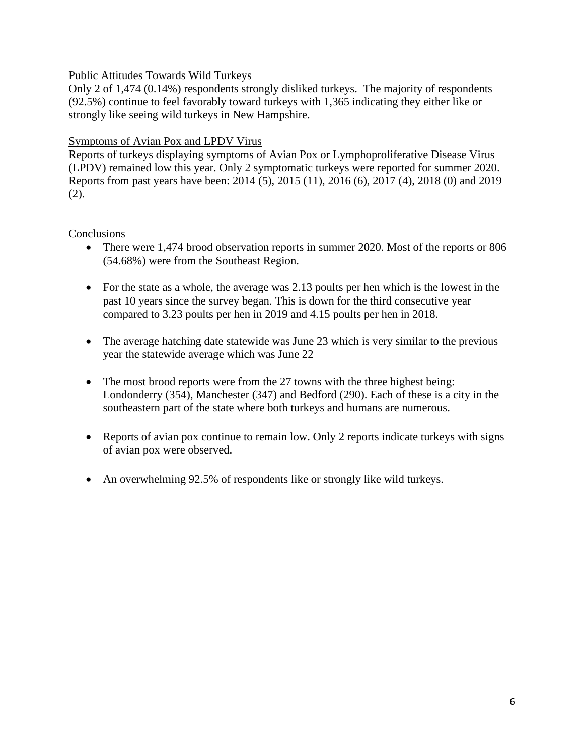Public Attitudes Towards Wild Turkeys

Only 2 of 1,474 (0.14%) respondents strongly disliked turkeys. The majority of respondents (92.5%) continue to feel favorably toward turkeys with 1,365 indicating they either like or strongly like seeing wild turkeys in New Hampshire.

Symptoms of Avian Pox and LPDV Virus

Reports of turkeys displaying symptoms of Avian Pox or Lymphoproliferative Disease Virus (LPDV) remained low this year. Only 2 symptomatic turkeys were reported for summer 2020. Reports from past years have been: 2014 (5), 2015 (11), 2016 (6), 2017 (4), 2018 (0) and 2019 (2).

Conclusions

- There were 1,474 brood observation reports in summer 2020. Most of the reports or 806 (54.68%) were from the Southeast Region.

- For the state as a whole, the average was 2.13 poults per hen which is the lowest in the past 10 years since the survey began. This is down for the third consecutive year compared to 3.23 poults per hen in 2019 and 4.15 poults per hen in 2018.

- The average hatching date statewide was June 23 which is very similar to the previous year the statewide average which was June 22

- The most brood reports were from the 27 towns with the three highest being: Londonderry (354), Manchester (347) and Bedford (290). Each of these is a city in the southeastern part of the state where both turkeys and humans are numerous.

- Reports of avian pox continue to remain low. Only 2 reports indicate turkeys with signs of avian pox were observed.

- An overwhelming 92.5% of respondents like or strongly like wild turkeys.